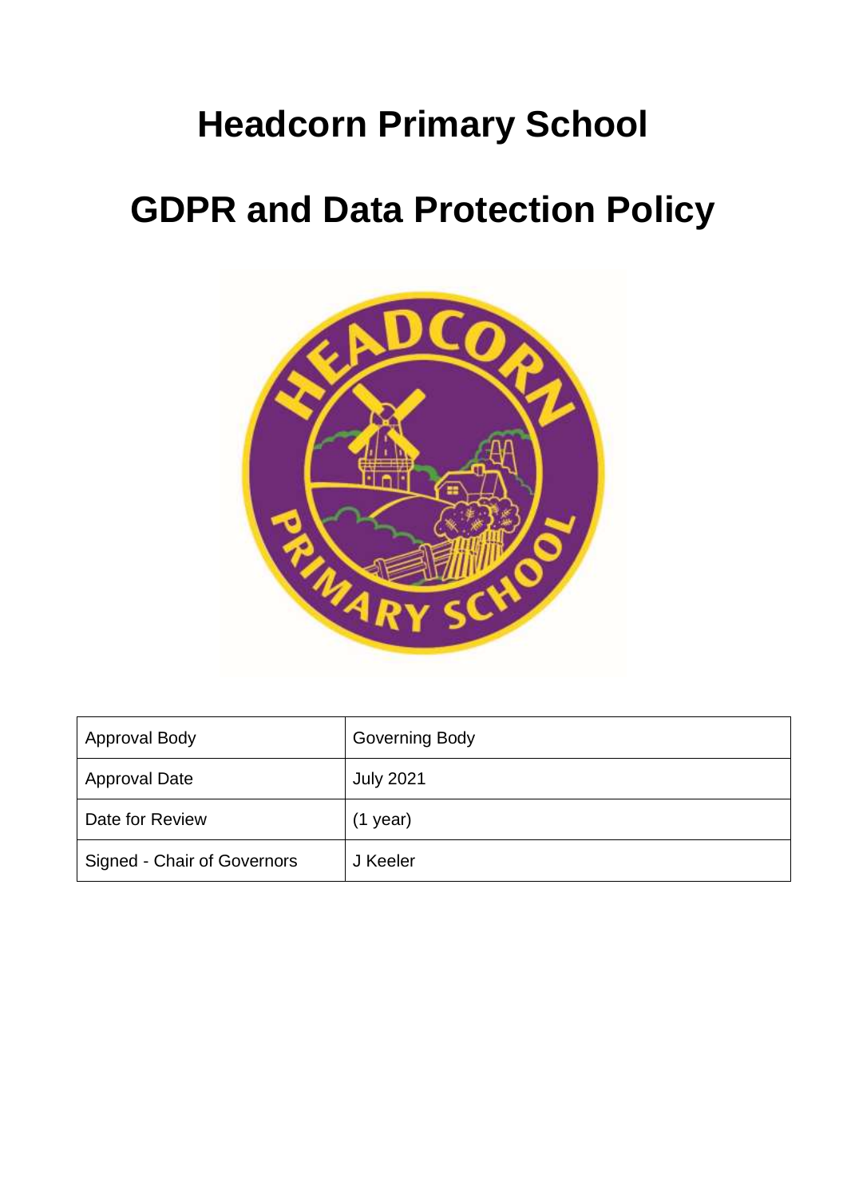# Headcorn Primary School

# GDPR and Data Protection Policy

| Approval Body | Governing Body |
|---|---|
| Approval Date | July 2021 |
| Date for Review | (1 year) |
| Signed - Chair of Governors | J Keeler |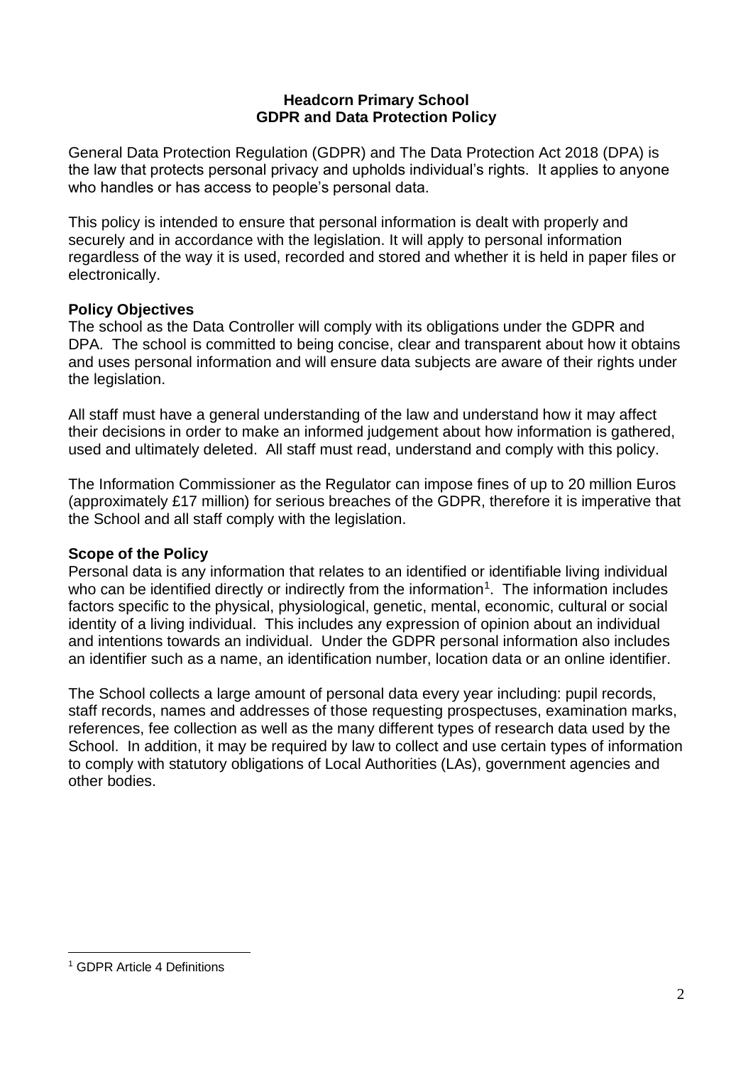# Headcorn Primary School
# GDPR and Data Protection Policy

General Data Protection Regulation (GDPR) and The Data Protection Act 2018 (DPA) is the law that protects personal privacy and upholds individual's rights. It applies to anyone who handles or has access to people's personal data.

This policy is intended to ensure that personal information is dealt with properly and securely and in accordance with the legislation. It will apply to personal information regardless of the way it is used, recorded and stored and whether it is held in paper files or electronically.

## Policy Objectives

The school as the Data Controller will comply with its obligations under the GDPR and DPA. The school is committed to being concise, clear and transparent about how it obtains and uses personal information and will ensure data subjects are aware of their rights under the legislation.

All staff must have a general understanding of the law and understand how it may affect their decisions in order to make an informed judgement about how information is gathered, used and ultimately deleted. All staff must read, understand and comply with this policy.

The Information Commissioner as the Regulator can impose fines of up to 20 million Euros (approximately £17 million) for serious breaches of the GDPR, therefore it is imperative that the School and all staff comply with the legislation.

## Scope of the Policy

Personal data is any information that relates to an identified or identifiable living individual who can be identified directly or indirectly from the information[1]. The information includes factors specific to the physical, physiological, genetic, mental, economic, cultural or social identity of a living individual. This includes any expression of opinion about an individual and intentions towards an individual. Under the GDPR personal information also includes an identifier such as a name, an identification number, location data or an online identifier.

The School collects a large amount of personal data every year including: pupil records, staff records, names and addresses of those requesting prospectuses, examination marks, references, fee collection as well as the many different types of research data used by the School. In addition, it may be required by law to collect and use certain types of information to comply with statutory obligations of Local Authorities (LAs), government agencies and other bodies.

---

[1] GDPR Article 4 Definitions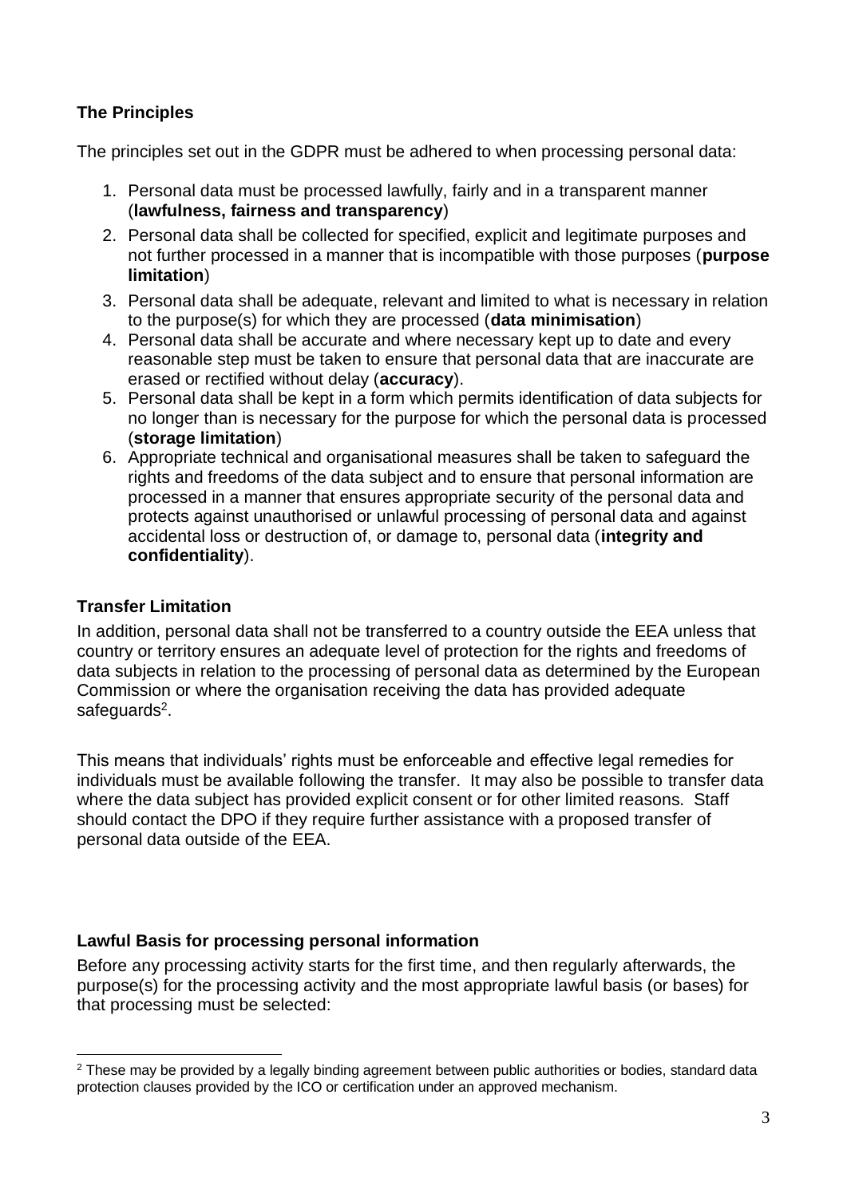### The Principles

The principles set out in the GDPR must be adhered to when processing personal data:

1. Personal data must be processed lawfully, fairly and in a transparent manner (**lawfulness, fairness and transparency**)
2. Personal data shall be collected for specified, explicit and legitimate purposes and not further processed in a manner that is incompatible with those purposes (**purpose limitation**)
3. Personal data shall be adequate, relevant and limited to what is necessary in relation to the purpose(s) for which they are processed (**data minimisation**)
4. Personal data shall be accurate and where necessary kept up to date and every reasonable step must be taken to ensure that personal data that are inaccurate are erased or rectified without delay (**accuracy**).
5. Personal data shall be kept in a form which permits identification of data subjects for no longer than is necessary for the purpose for which the personal data is processed (**storage limitation**)
6. Appropriate technical and organisational measures shall be taken to safeguard the rights and freedoms of the data subject and to ensure that personal information are processed in a manner that ensures appropriate security of the personal data and protects against unauthorised or unlawful processing of personal data and against accidental loss or destruction of, or damage to, personal data (**integrity and confidentiality**).

### Transfer Limitation

In addition, personal data shall not be transferred to a country outside the EEA unless that country or territory ensures an adequate level of protection for the rights and freedoms of data subjects in relation to the processing of personal data as determined by the European Commission or where the organisation receiving the data has provided adequate safeguards[2].

This means that individuals' rights must be enforceable and effective legal remedies for individuals must be available following the transfer. It may also be possible to transfer data where the data subject has provided explicit consent or for other limited reasons. Staff should contact the DPO if they require further assistance with a proposed transfer of personal data outside of the EEA.

### Lawful Basis for processing personal information

Before any processing activity starts for the first time, and then regularly afterwards, the purpose(s) for the processing activity and the most appropriate lawful basis (or bases) for that processing must be selected:

[2] These may be provided by a legally binding agreement between public authorities or bodies, standard data protection clauses provided by the ICO or certification under an approved mechanism.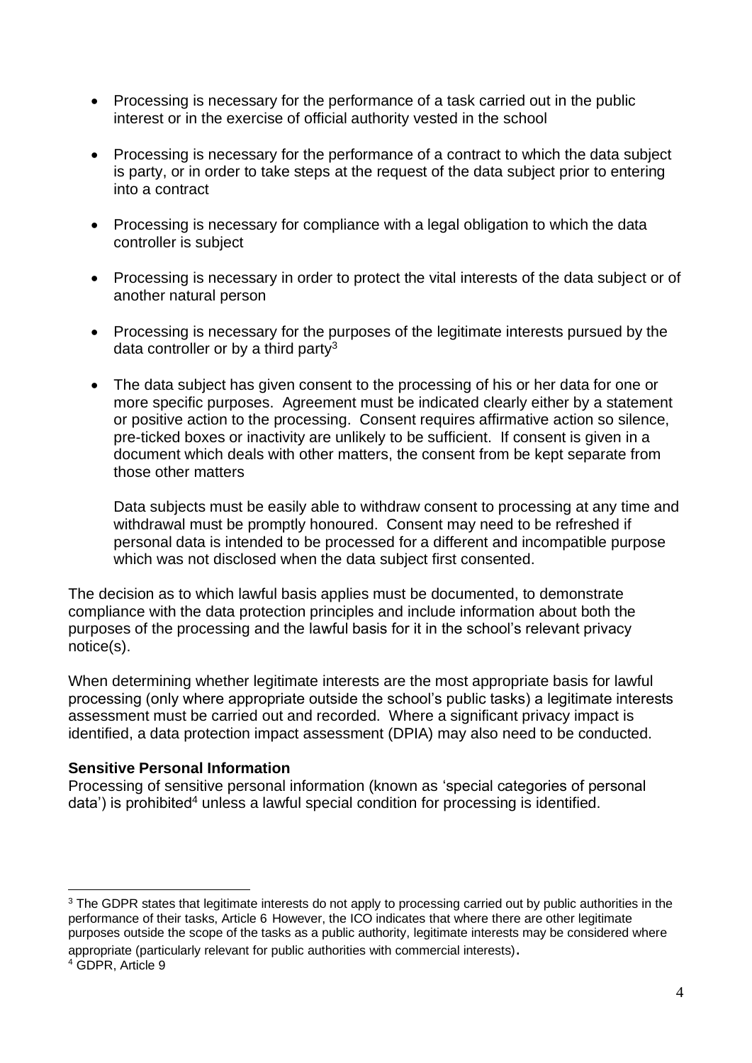- Processing is necessary for the performance of a task carried out in the public interest or in the exercise of official authority vested in the school

- Processing is necessary for the performance of a contract to which the data subject is party, or in order to take steps at the request of the data subject prior to entering into a contract

- Processing is necessary for compliance with a legal obligation to which the data controller is subject

- Processing is necessary in order to protect the vital interests of the data subject or of another natural person

- Processing is necessary for the purposes of the legitimate interests pursued by the data controller or by a third party[3]

- The data subject has given consent to the processing of his or her data for one or more specific purposes. Agreement must be indicated clearly either by a statement or positive action to the processing. Consent requires affirmative action so silence, pre-ticked boxes or inactivity are unlikely to be sufficient. If consent is given in a document which deals with other matters, the consent from be kept separate from those other matters

  Data subjects must be easily able to withdraw consent to processing at any time and withdrawal must be promptly honoured. Consent may need to be refreshed if personal data is intended to be processed for a different and incompatible purpose which was not disclosed when the data subject first consented.

The decision as to which lawful basis applies must be documented, to demonstrate compliance with the data protection principles and include information about both the purposes of the processing and the lawful basis for it in the school's relevant privacy notice(s).

When determining whether legitimate interests are the most appropriate basis for lawful processing (only where appropriate outside the school's public tasks) a legitimate interests assessment must be carried out and recorded. Where a significant privacy impact is identified, a data protection impact assessment (DPIA) may also need to be conducted.

**Sensitive Personal Information**

Processing of sensitive personal information (known as 'special categories of personal data') is prohibited[4] unless a lawful special condition for processing is identified.

---

[3] The GDPR states that legitimate interests do not apply to processing carried out by public authorities in the performance of their tasks, Article 6 However, the ICO indicates that where there are other legitimate purposes outside the scope of the tasks as a public authority, legitimate interests may be considered where appropriate (particularly relevant for public authorities with commercial interests).

[4] GDPR, Article 9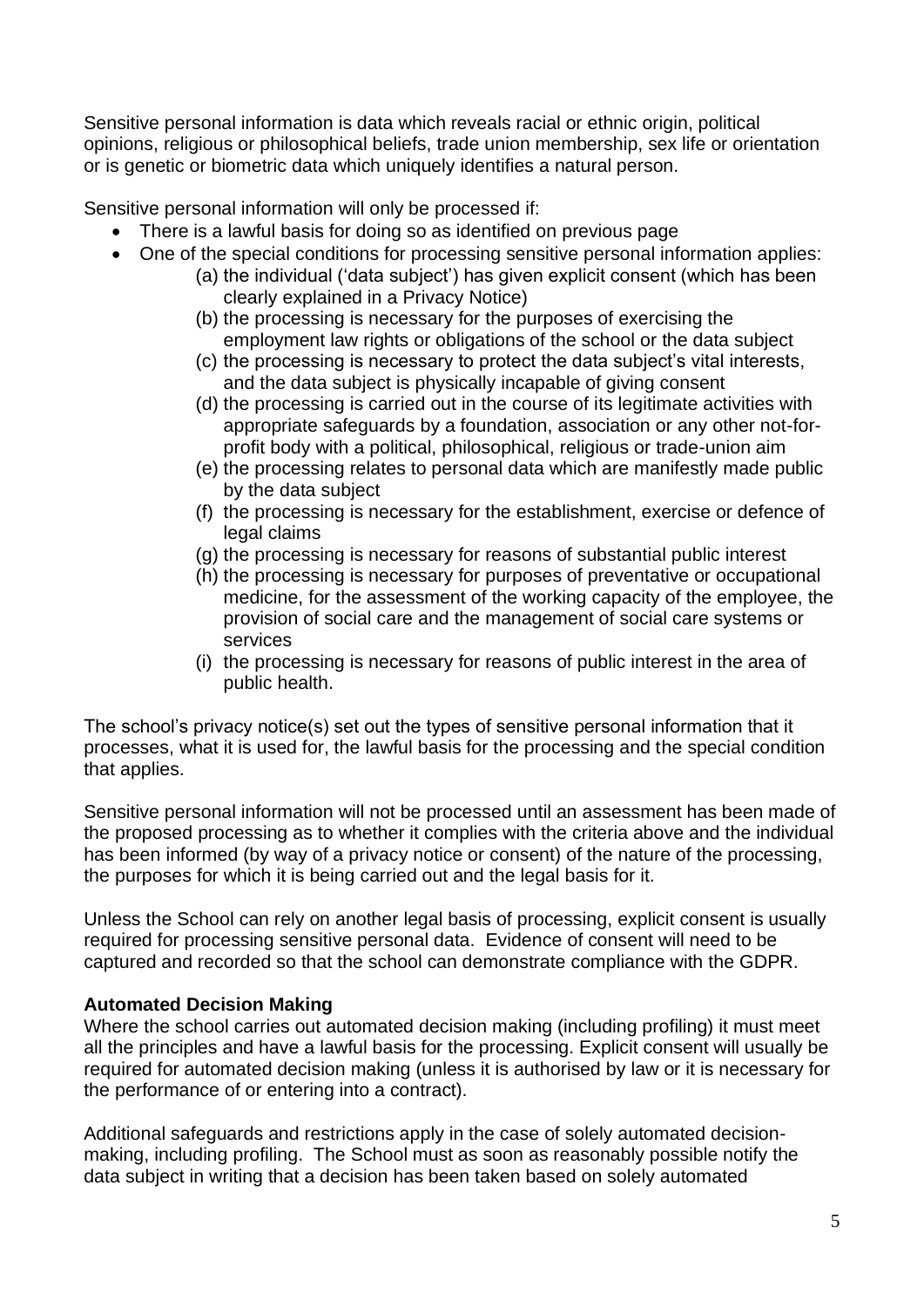Sensitive personal information is data which reveals racial or ethnic origin, political opinions, religious or philosophical beliefs, trade union membership, sex life or orientation or is genetic or biometric data which uniquely identifies a natural person.

Sensitive personal information will only be processed if:

- There is a lawful basis for doing so as identified on previous page
- One of the special conditions for processing sensitive personal information applies:
    - (a) the individual ('data subject') has given explicit consent (which has been clearly explained in a Privacy Notice)
    - (b) the processing is necessary for the purposes of exercising the employment law rights or obligations of the school or the data subject
    - (c) the processing is necessary to protect the data subject's vital interests, and the data subject is physically incapable of giving consent
    - (d) the processing is carried out in the course of its legitimate activities with appropriate safeguards by a foundation, association or any other not-for-profit body with a political, philosophical, religious or trade-union aim
    - (e) the processing relates to personal data which are manifestly made public by the data subject
    - (f) the processing is necessary for the establishment, exercise or defence of legal claims
    - (g) the processing is necessary for reasons of substantial public interest
    - (h) the processing is necessary for purposes of preventative or occupational medicine, for the assessment of the working capacity of the employee, the provision of social care and the management of social care systems or services
    - (i) the processing is necessary for reasons of public interest in the area of public health.

The school's privacy notice(s) set out the types of sensitive personal information that it processes, what it is used for, the lawful basis for the processing and the special condition that applies.

Sensitive personal information will not be processed until an assessment has been made of the proposed processing as to whether it complies with the criteria above and the individual has been informed (by way of a privacy notice or consent) of the nature of the processing, the purposes for which it is being carried out and the legal basis for it.

Unless the School can rely on another legal basis of processing, explicit consent is usually required for processing sensitive personal data. Evidence of consent will need to be captured and recorded so that the school can demonstrate compliance with the GDPR.

**Automated Decision Making**

Where the school carries out automated decision making (including profiling) it must meet all the principles and have a lawful basis for the processing. Explicit consent will usually be required for automated decision making (unless it is authorised by law or it is necessary for the performance of or entering into a contract).

Additional safeguards and restrictions apply in the case of solely automated decision-making, including profiling. The School must as soon as reasonably possible notify the data subject in writing that a decision has been taken based on solely automated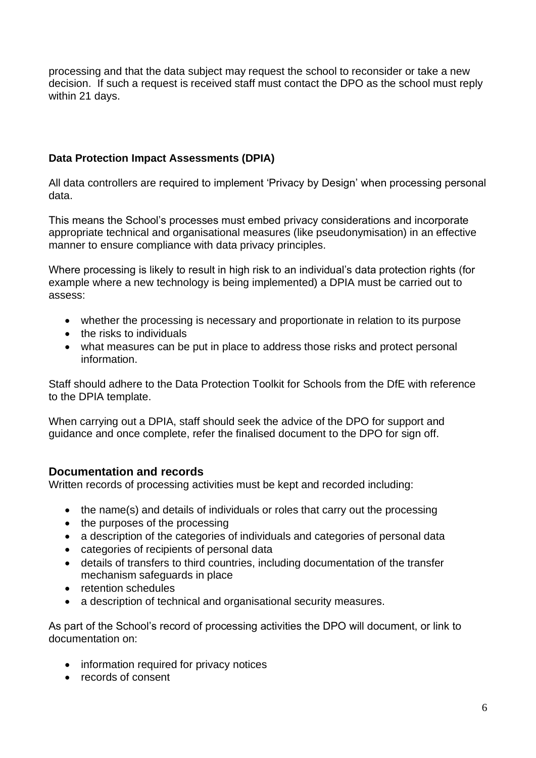processing and that the data subject may request the school to reconsider or take a new decision. If such a request is received staff must contact the DPO as the school must reply within 21 days.

### Data Protection Impact Assessments (DPIA)

All data controllers are required to implement 'Privacy by Design' when processing personal data.

This means the School's processes must embed privacy considerations and incorporate appropriate technical and organisational measures (like pseudonymisation) in an effective manner to ensure compliance with data privacy principles.

Where processing is likely to result in high risk to an individual's data protection rights (for example where a new technology is being implemented) a DPIA must be carried out to assess:

- whether the processing is necessary and proportionate in relation to its purpose
- the risks to individuals
- what measures can be put in place to address those risks and protect personal information.

Staff should adhere to the Data Protection Toolkit for Schools from the DfE with reference to the DPIA template.

When carrying out a DPIA, staff should seek the advice of the DPO for support and guidance and once complete, refer the finalised document to the DPO for sign off.

## Documentation and records

Written records of processing activities must be kept and recorded including:

- the name(s) and details of individuals or roles that carry out the processing
- the purposes of the processing
- a description of the categories of individuals and categories of personal data
- categories of recipients of personal data
- details of transfers to third countries, including documentation of the transfer mechanism safeguards in place
- retention schedules
- a description of technical and organisational security measures.

As part of the School's record of processing activities the DPO will document, or link to documentation on:

- information required for privacy notices
- records of consent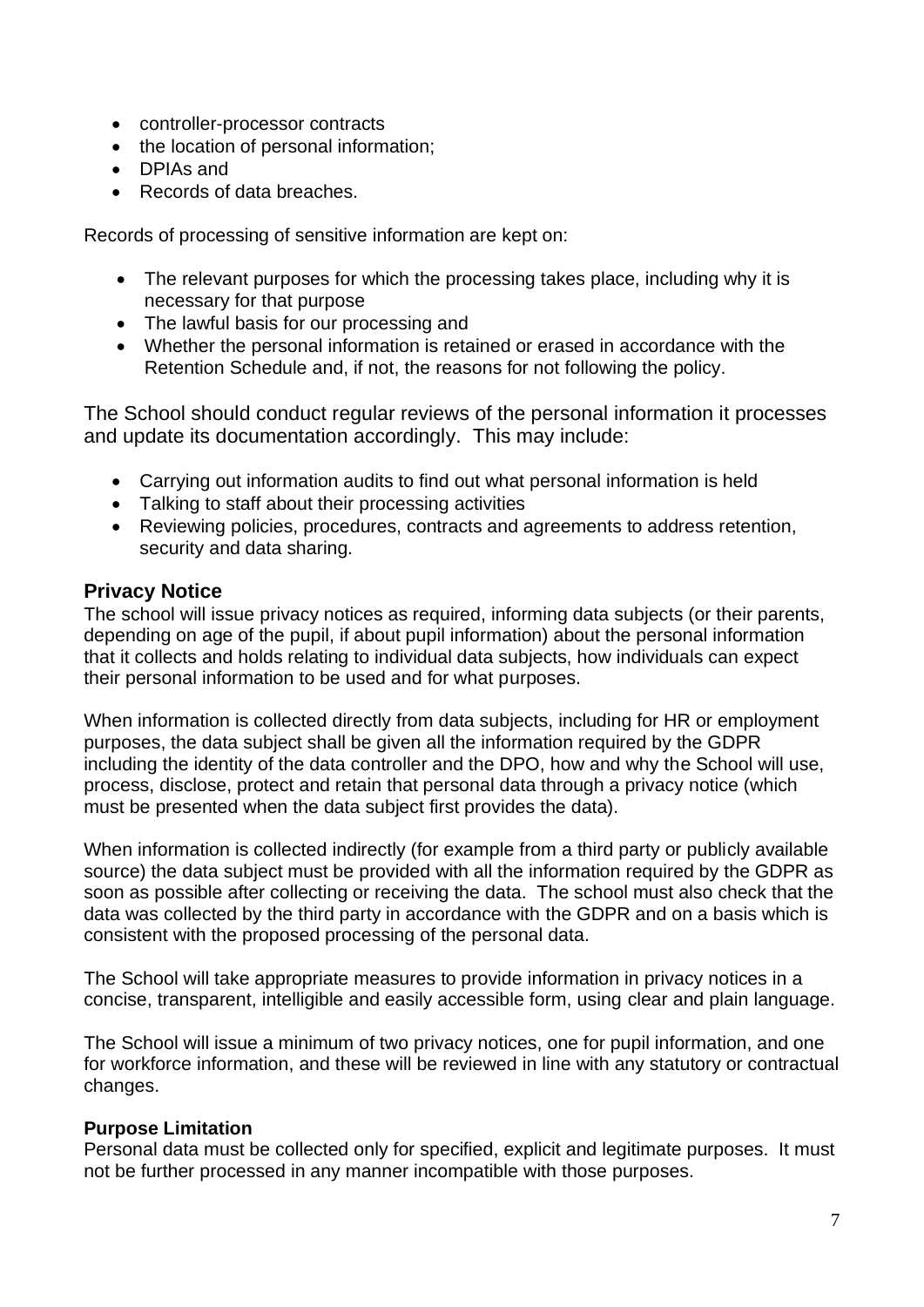- controller-processor contracts
- the location of personal information;
- DPIAs and
- Records of data breaches.

Records of processing of sensitive information are kept on:

- The relevant purposes for which the processing takes place, including why it is necessary for that purpose
- The lawful basis for our processing and
- Whether the personal information is retained or erased in accordance with the Retention Schedule and, if not, the reasons for not following the policy.

The School should conduct regular reviews of the personal information it processes and update its documentation accordingly. This may include:

- Carrying out information audits to find out what personal information is held
- Talking to staff about their processing activities
- Reviewing policies, procedures, contracts and agreements to address retention, security and data sharing.

## Privacy Notice

The school will issue privacy notices as required, informing data subjects (or their parents, depending on age of the pupil, if about pupil information) about the personal information that it collects and holds relating to individual data subjects, how individuals can expect their personal information to be used and for what purposes.

When information is collected directly from data subjects, including for HR or employment purposes, the data subject shall be given all the information required by the GDPR including the identity of the data controller and the DPO, how and why the School will use, process, disclose, protect and retain that personal data through a privacy notice (which must be presented when the data subject first provides the data).

When information is collected indirectly (for example from a third party or publicly available source) the data subject must be provided with all the information required by the GDPR as soon as possible after collecting or receiving the data. The school must also check that the data was collected by the third party in accordance with the GDPR and on a basis which is consistent with the proposed processing of the personal data.

The School will take appropriate measures to provide information in privacy notices in a concise, transparent, intelligible and easily accessible form, using clear and plain language.

The School will issue a minimum of two privacy notices, one for pupil information, and one for workforce information, and these will be reviewed in line with any statutory or contractual changes.

### Purpose Limitation

Personal data must be collected only for specified, explicit and legitimate purposes. It must not be further processed in any manner incompatible with those purposes.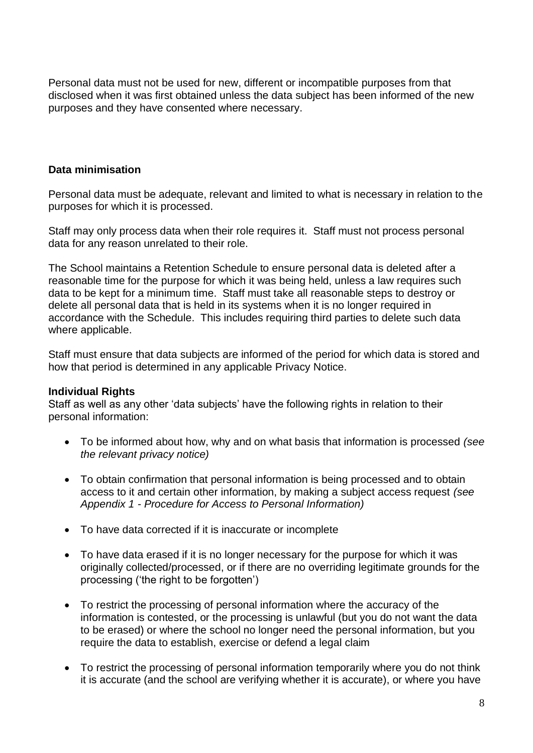Personal data must not be used for new, different or incompatible purposes from that disclosed when it was first obtained unless the data subject has been informed of the new purposes and they have consented where necessary.

**Data minimisation**

Personal data must be adequate, relevant and limited to what is necessary in relation to the purposes for which it is processed.

Staff may only process data when their role requires it. Staff must not process personal data for any reason unrelated to their role.

The School maintains a Retention Schedule to ensure personal data is deleted after a reasonable time for the purpose for which it was being held, unless a law requires such data to be kept for a minimum time. Staff must take all reasonable steps to destroy or delete all personal data that is held in its systems when it is no longer required in accordance with the Schedule. This includes requiring third parties to delete such data where applicable.

Staff must ensure that data subjects are informed of the period for which data is stored and how that period is determined in any applicable Privacy Notice.

**Individual Rights**

Staff as well as any other 'data subjects' have the following rights in relation to their personal information:

- To be informed about how, why and on what basis that information is processed *(see the relevant privacy notice)*
- To obtain confirmation that personal information is being processed and to obtain access to it and certain other information, by making a subject access request *(see Appendix 1 - Procedure for Access to Personal Information)*
- To have data corrected if it is inaccurate or incomplete
- To have data erased if it is no longer necessary for the purpose for which it was originally collected/processed, or if there are no overriding legitimate grounds for the processing ('the right to be forgotten')
- To restrict the processing of personal information where the accuracy of the information is contested, or the processing is unlawful (but you do not want the data to be erased) or where the school no longer need the personal information, but you require the data to establish, exercise or defend a legal claim
- To restrict the processing of personal information temporarily where you do not think it is accurate (and the school are verifying whether it is accurate), or where you have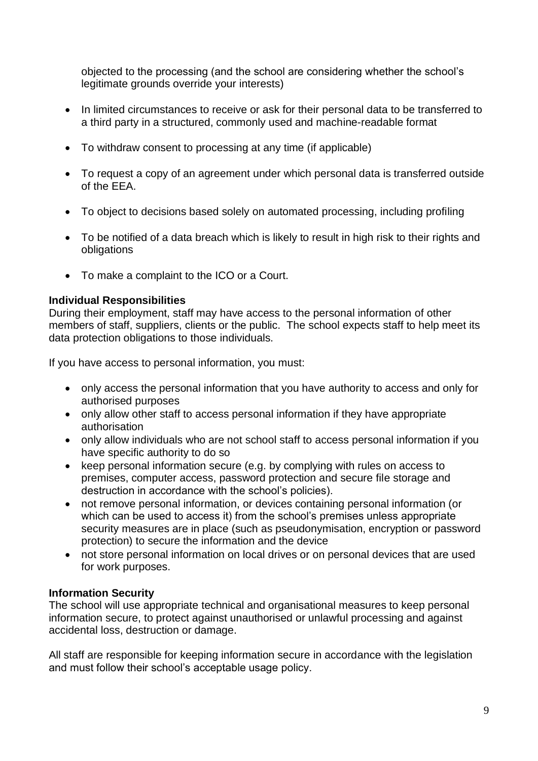objected to the processing (and the school are considering whether the school's legitimate grounds override your interests)

- In limited circumstances to receive or ask for their personal data to be transferred to a third party in a structured, commonly used and machine-readable format
- To withdraw consent to processing at any time (if applicable)
- To request a copy of an agreement under which personal data is transferred outside of the EEA.
- To object to decisions based solely on automated processing, including profiling
- To be notified of a data breach which is likely to result in high risk to their rights and obligations
- To make a complaint to the ICO or a Court.

**Individual Responsibilities**

During their employment, staff may have access to the personal information of other members of staff, suppliers, clients or the public. The school expects staff to help meet its data protection obligations to those individuals.

If you have access to personal information, you must:

- only access the personal information that you have authority to access and only for authorised purposes
- only allow other staff to access personal information if they have appropriate authorisation
- only allow individuals who are not school staff to access personal information if you have specific authority to do so
- keep personal information secure (e.g. by complying with rules on access to premises, computer access, password protection and secure file storage and destruction in accordance with the school's policies).
- not remove personal information, or devices containing personal information (or which can be used to access it) from the school's premises unless appropriate security measures are in place (such as pseudonymisation, encryption or password protection) to secure the information and the device
- not store personal information on local drives or on personal devices that are used for work purposes.

**Information Security**

The school will use appropriate technical and organisational measures to keep personal information secure, to protect against unauthorised or unlawful processing and against accidental loss, destruction or damage.

All staff are responsible for keeping information secure in accordance with the legislation and must follow their school's acceptable usage policy.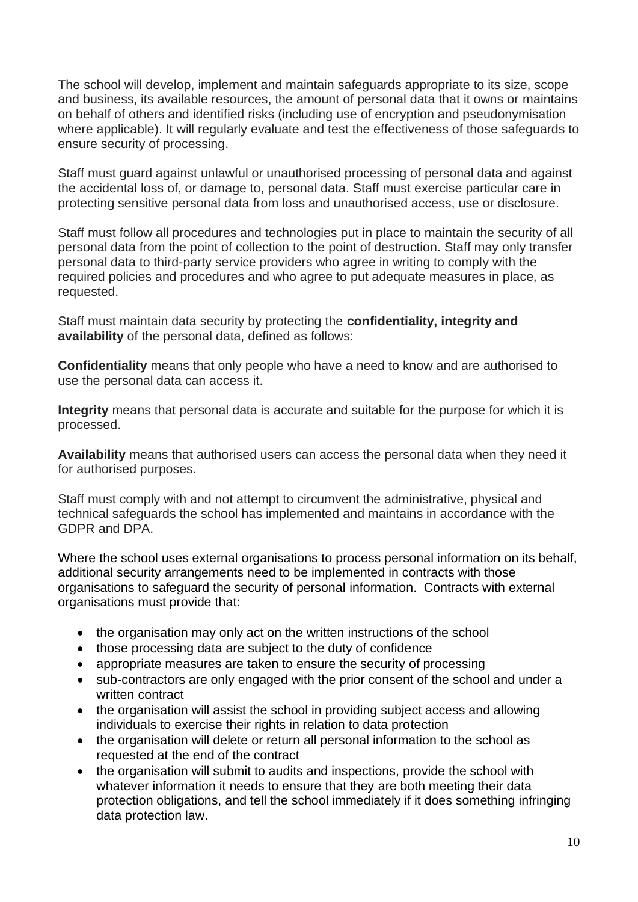The school will develop, implement and maintain safeguards appropriate to its size, scope and business, its available resources, the amount of personal data that it owns or maintains on behalf of others and identified risks (including use of encryption and pseudonymisation where applicable). It will regularly evaluate and test the effectiveness of those safeguards to ensure security of processing.

Staff must guard against unlawful or unauthorised processing of personal data and against the accidental loss of, or damage to, personal data. Staff must exercise particular care in protecting sensitive personal data from loss and unauthorised access, use or disclosure.

Staff must follow all procedures and technologies put in place to maintain the security of all personal data from the point of collection to the point of destruction. Staff may only transfer personal data to third-party service providers who agree in writing to comply with the required policies and procedures and who agree to put adequate measures in place, as requested.

Staff must maintain data security by protecting the **confidentiality, integrity and availability** of the personal data, defined as follows:

**Confidentiality** means that only people who have a need to know and are authorised to use the personal data can access it.

**Integrity** means that personal data is accurate and suitable for the purpose for which it is processed.

**Availability** means that authorised users can access the personal data when they need it for authorised purposes.

Staff must comply with and not attempt to circumvent the administrative, physical and technical safeguards the school has implemented and maintains in accordance with the GDPR and DPA.

Where the school uses external organisations to process personal information on its behalf, additional security arrangements need to be implemented in contracts with those organisations to safeguard the security of personal information. Contracts with external organisations must provide that:

- the organisation may only act on the written instructions of the school
- those processing data are subject to the duty of confidence
- appropriate measures are taken to ensure the security of processing
- sub-contractors are only engaged with the prior consent of the school and under a written contract
- the organisation will assist the school in providing subject access and allowing individuals to exercise their rights in relation to data protection
- the organisation will delete or return all personal information to the school as requested at the end of the contract
- the organisation will submit to audits and inspections, provide the school with whatever information it needs to ensure that they are both meeting their data protection obligations, and tell the school immediately if it does something infringing data protection law.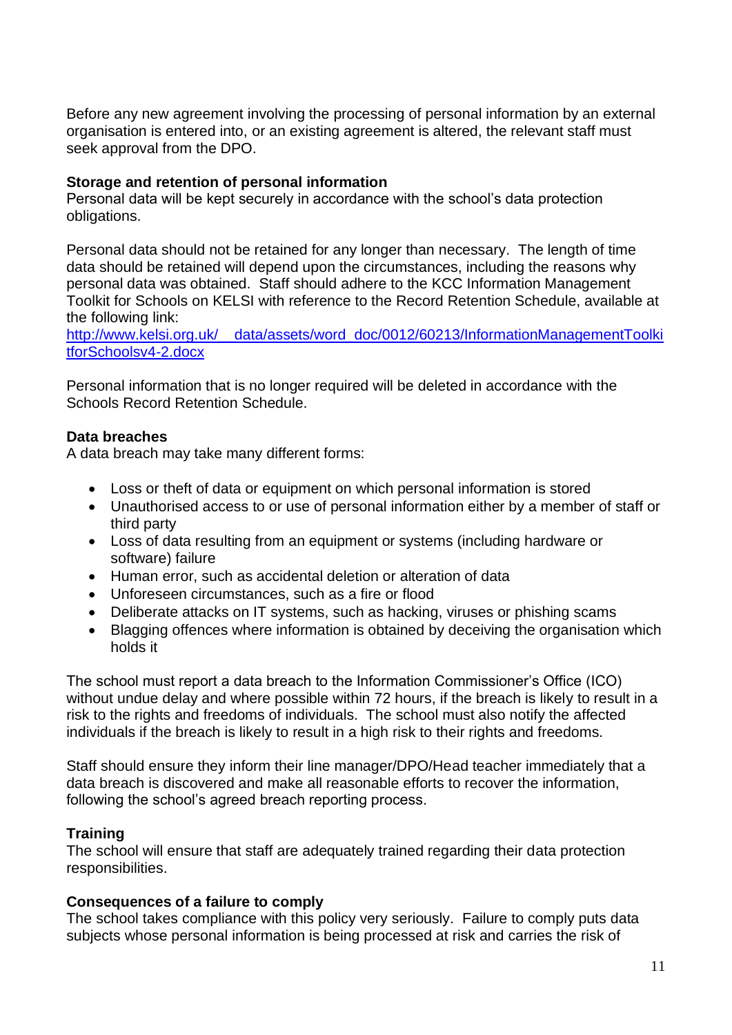Before any new agreement involving the processing of personal information by an external organisation is entered into, or an existing agreement is altered, the relevant staff must seek approval from the DPO.

**Storage and retention of personal information**
Personal data will be kept securely in accordance with the school's data protection obligations.

Personal data should not be retained for any longer than necessary. The length of time data should be retained will depend upon the circumstances, including the reasons why personal data was obtained. Staff should adhere to the KCC Information Management Toolkit for Schools on KELSI with reference to the Record Retention Schedule, available at the following link:
[http://www.kelsi.org.uk/__data/assets/word_doc/0012/60213/InformationManagementToolkitforSchoolsv4-2.docx](http://www.kelsi.org.uk/__data/assets/word_doc/0012/60213/InformationManagementToolkitforSchoolsv4-2.docx)

Personal information that is no longer required will be deleted in accordance with the Schools Record Retention Schedule.

**Data breaches**
A data breach may take many different forms:

- Loss or theft of data or equipment on which personal information is stored
- Unauthorised access to or use of personal information either by a member of staff or third party
- Loss of data resulting from an equipment or systems (including hardware or software) failure
- Human error, such as accidental deletion or alteration of data
- Unforeseen circumstances, such as a fire or flood
- Deliberate attacks on IT systems, such as hacking, viruses or phishing scams
- Blagging offences where information is obtained by deceiving the organisation which holds it

The school must report a data breach to the Information Commissioner's Office (ICO) without undue delay and where possible within 72 hours, if the breach is likely to result in a risk to the rights and freedoms of individuals. The school must also notify the affected individuals if the breach is likely to result in a high risk to their rights and freedoms.

Staff should ensure they inform their line manager/DPO/Head teacher immediately that a data breach is discovered and make all reasonable efforts to recover the information, following the school's agreed breach reporting process.

**Training**
The school will ensure that staff are adequately trained regarding their data protection responsibilities.

**Consequences of a failure to comply**
The school takes compliance with this policy very seriously. Failure to comply puts data subjects whose personal information is being processed at risk and carries the risk of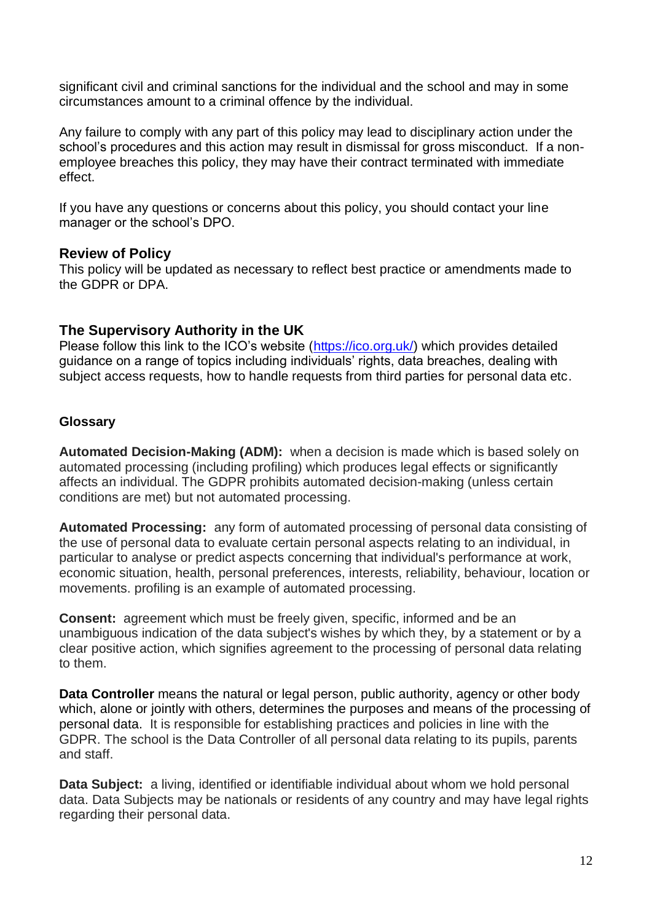significant civil and criminal sanctions for the individual and the school and may in some circumstances amount to a criminal offence by the individual.

Any failure to comply with any part of this policy may lead to disciplinary action under the school's procedures and this action may result in dismissal for gross misconduct. If a non-employee breaches this policy, they may have their contract terminated with immediate effect.

If you have any questions or concerns about this policy, you should contact your line manager or the school's DPO.

## Review of Policy

This policy will be updated as necessary to reflect best practice or amendments made to the GDPR or DPA.

## The Supervisory Authority in the UK

Please follow this link to the ICO's website (https://ico.org.uk/) which provides detailed guidance on a range of topics including individuals' rights, data breaches, dealing with subject access requests, how to handle requests from third parties for personal data etc.

### Glossary

**Automated Decision-Making (ADM):** when a decision is made which is based solely on automated processing (including profiling) which produces legal effects or significantly affects an individual. The GDPR prohibits automated decision-making (unless certain conditions are met) but not automated processing.

**Automated Processing:** any form of automated processing of personal data consisting of the use of personal data to evaluate certain personal aspects relating to an individual, in particular to analyse or predict aspects concerning that individual's performance at work, economic situation, health, personal preferences, interests, reliability, behaviour, location or movements. profiling is an example of automated processing.

**Consent:** agreement which must be freely given, specific, informed and be an unambiguous indication of the data subject's wishes by which they, by a statement or by a clear positive action, which signifies agreement to the processing of personal data relating to them.

**Data Controller** means the natural or legal person, public authority, agency or other body which, alone or jointly with others, determines the purposes and means of the processing of personal data. It is responsible for establishing practices and policies in line with the GDPR. The school is the Data Controller of all personal data relating to its pupils, parents and staff.

**Data Subject:** a living, identified or identifiable individual about whom we hold personal data. Data Subjects may be nationals or residents of any country and may have legal rights regarding their personal data.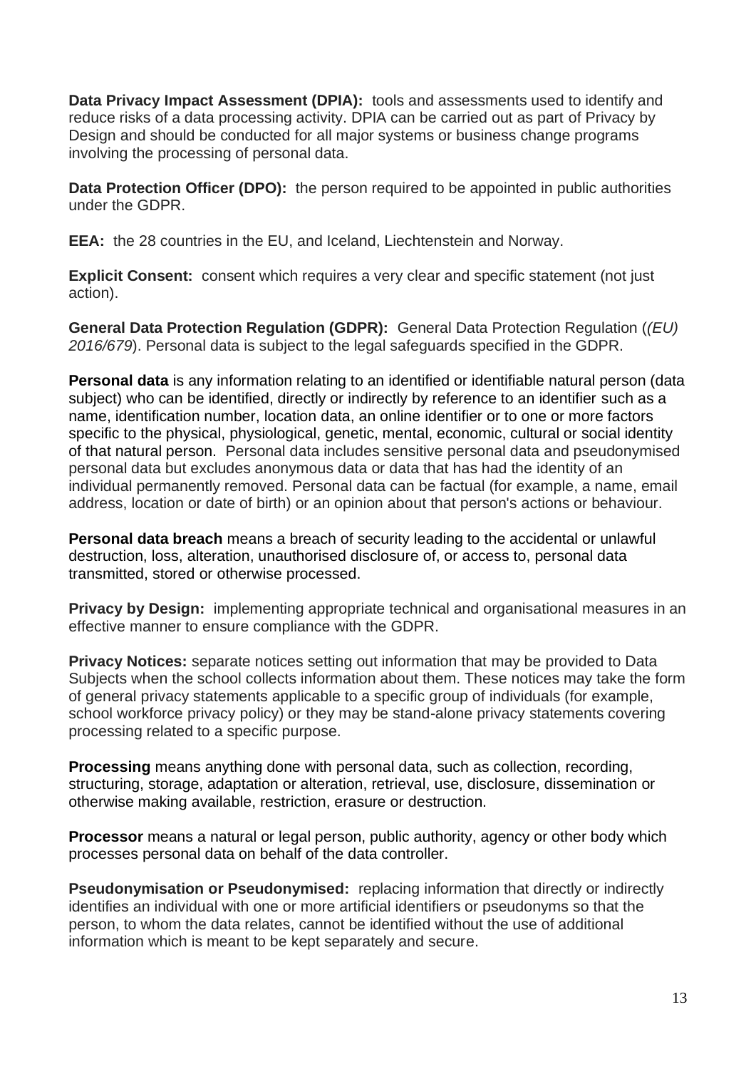**Data Privacy Impact Assessment (DPIA):** tools and assessments used to identify and reduce risks of a data processing activity. DPIA can be carried out as part of Privacy by Design and should be conducted for all major systems or business change programs involving the processing of personal data.

**Data Protection Officer (DPO):** the person required to be appointed in public authorities under the GDPR.

**EEA:** the 28 countries in the EU, and Iceland, Liechtenstein and Norway.

**Explicit Consent:** consent which requires a very clear and specific statement (not just action).

**General Data Protection Regulation (GDPR):** General Data Protection Regulation (*(EU) 2016/679*). Personal data is subject to the legal safeguards specified in the GDPR.

**Personal data** is any information relating to an identified or identifiable natural person (data subject) who can be identified, directly or indirectly by reference to an identifier such as a name, identification number, location data, an online identifier or to one or more factors specific to the physical, physiological, genetic, mental, economic, cultural or social identity of that natural person. Personal data includes sensitive personal data and pseudonymised personal data but excludes anonymous data or data that has had the identity of an individual permanently removed. Personal data can be factual (for example, a name, email address, location or date of birth) or an opinion about that person's actions or behaviour.

**Personal data breach** means a breach of security leading to the accidental or unlawful destruction, loss, alteration, unauthorised disclosure of, or access to, personal data transmitted, stored or otherwise processed.

**Privacy by Design:** implementing appropriate technical and organisational measures in an effective manner to ensure compliance with the GDPR.

**Privacy Notices:** separate notices setting out information that may be provided to Data Subjects when the school collects information about them. These notices may take the form of general privacy statements applicable to a specific group of individuals (for example, school workforce privacy policy) or they may be stand-alone privacy statements covering processing related to a specific purpose.

**Processing** means anything done with personal data, such as collection, recording, structuring, storage, adaptation or alteration, retrieval, use, disclosure, dissemination or otherwise making available, restriction, erasure or destruction.

**Processor** means a natural or legal person, public authority, agency or other body which processes personal data on behalf of the data controller.

**Pseudonymisation or Pseudonymised:** replacing information that directly or indirectly identifies an individual with one or more artificial identifiers or pseudonyms so that the person, to whom the data relates, cannot be identified without the use of additional information which is meant to be kept separately and secure.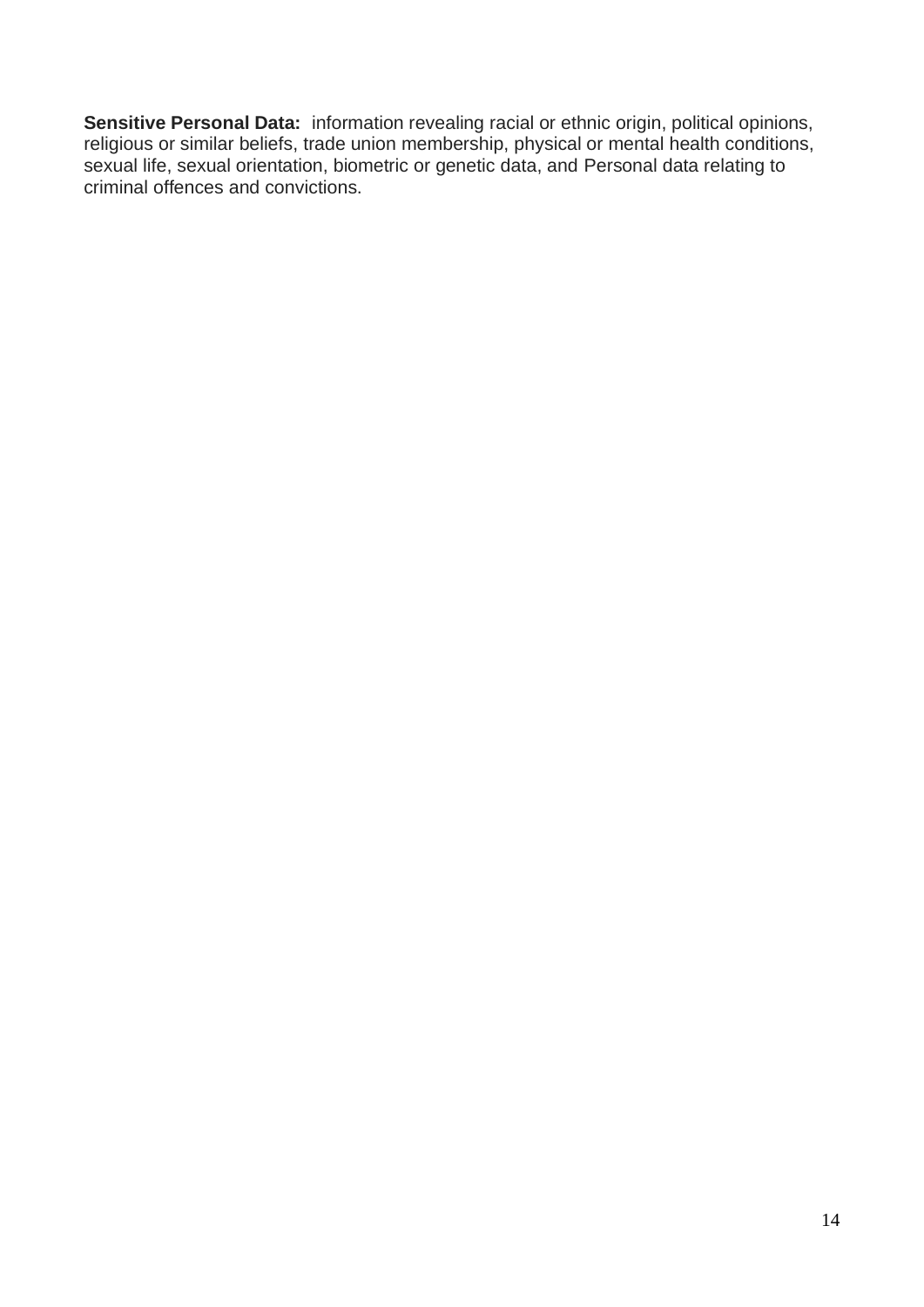**Sensitive Personal Data:** information revealing racial or ethnic origin, political opinions, religious or similar beliefs, trade union membership, physical or mental health conditions, sexual life, sexual orientation, biometric or genetic data, and Personal data relating to criminal offences and convictions.